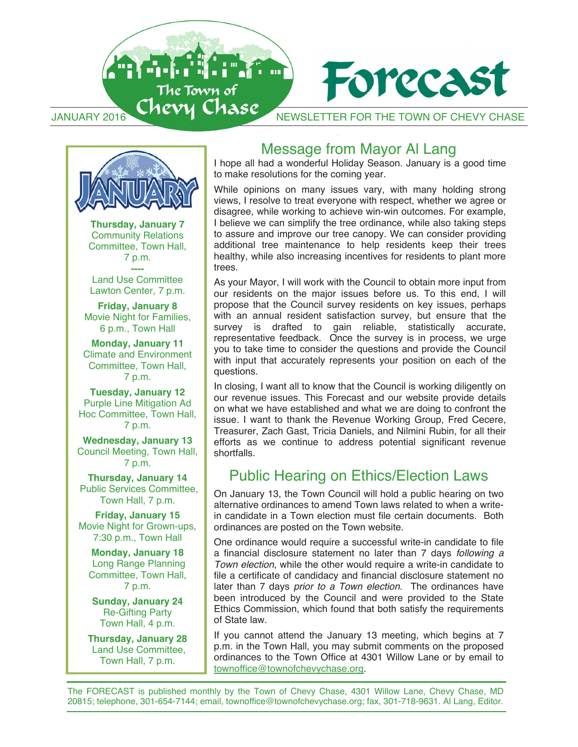# Forecast

The Town of Chevy Chase

JANUARY 2016 — NEWSLETTER FOR THE TOWN OF CHEVY CHASE

## JANUARY

**Thursday, January 7**
Community Relations Committee, Town Hall, 7 p.m.

----

Land Use Committee
Lawton Center, 7 p.m.

**Friday, January 8**
Movie Night for Families, 6 p.m., Town Hall

**Monday, January 11**
Climate and Environment Committee, Town Hall, 7 p.m.

**Tuesday, January 12**
Purple Line Mitigation Ad Hoc Committee, Town Hall, 7 p.m.

**Wednesday, January 13**
Council Meeting, Town Hall, 7 p.m.

**Thursday, January 14**
Public Services Committee, Town Hall, 7 p.m.

**Friday, January 15**
Movie Night for Grown-ups, 7:30 p.m., Town Hall

**Monday, January 18**
Long Range Planning Committee, Town Hall, 7 p.m.

**Sunday, January 24**
Re-Gifting Party
Town Hall, 4 p.m.

**Thursday, January 28**
Land Use Committee, Town Hall, 7 p.m.

## Message from Mayor Al Lang

I hope all had a wonderful Holiday Season. January is a good time to make resolutions for the coming year.

While opinions on many issues vary, with many holding strong views, I resolve to treat everyone with respect, whether we agree or disagree, while working to achieve win-win outcomes. For example, I believe we can simplify the tree ordinance, while also taking steps to assure and improve our tree canopy. We can consider providing additional tree maintenance to help residents keep their trees healthy, while also increasing incentives for residents to plant more trees.

As your Mayor, I will work with the Council to obtain more input from our residents on the major issues before us. To this end, I will propose that the Council survey residents on key issues, perhaps with an annual resident satisfaction survey, but ensure that the survey is drafted to gain reliable, statistically accurate, representative feedback. Once the survey is in process, we urge you to take time to consider the questions and provide the Council with input that accurately represents your position on each of the questions.

In closing, I want all to know that the Council is working diligently on our revenue issues. This Forecast and our website provide details on what we have established and what we are doing to confront the issue. I want to thank the Revenue Working Group, Fred Cecere, Treasurer, Zach Gast, Tricia Daniels, and Nilmini Rubin, for all their efforts as we continue to address potential significant revenue shortfalls.

## Public Hearing on Ethics/Election Laws

On January 13, the Town Council will hold a public hearing on two alternative ordinances to amend Town laws related to when a write-in candidate in a Town election must file certain documents. Both ordinances are posted on the Town website.

One ordinance would require a successful write-in candidate to file a financial disclosure statement no later than 7 days *following a Town election*, while the other would require a write-in candidate to file a certificate of candidacy and financial disclosure statement no later than 7 days *prior to a Town election*. The ordinances have been introduced by the Council and were provided to the State Ethics Commission, which found that both satisfy the requirements of State law.

If you cannot attend the January 13 meeting, which begins at 7 p.m. in the Town Hall, you may submit comments on the proposed ordinances to the Town Office at 4301 Willow Lane or by email to townoffice@townofchevychase.org.

The FORECAST is published monthly by the Town of Chevy Chase, 4301 Willow Lane, Chevy Chase, MD 20815; telephone, 301-654-7144; email, townoffice@townofchevychase.org; fax, 301-718-9631. Al Lang, Editor.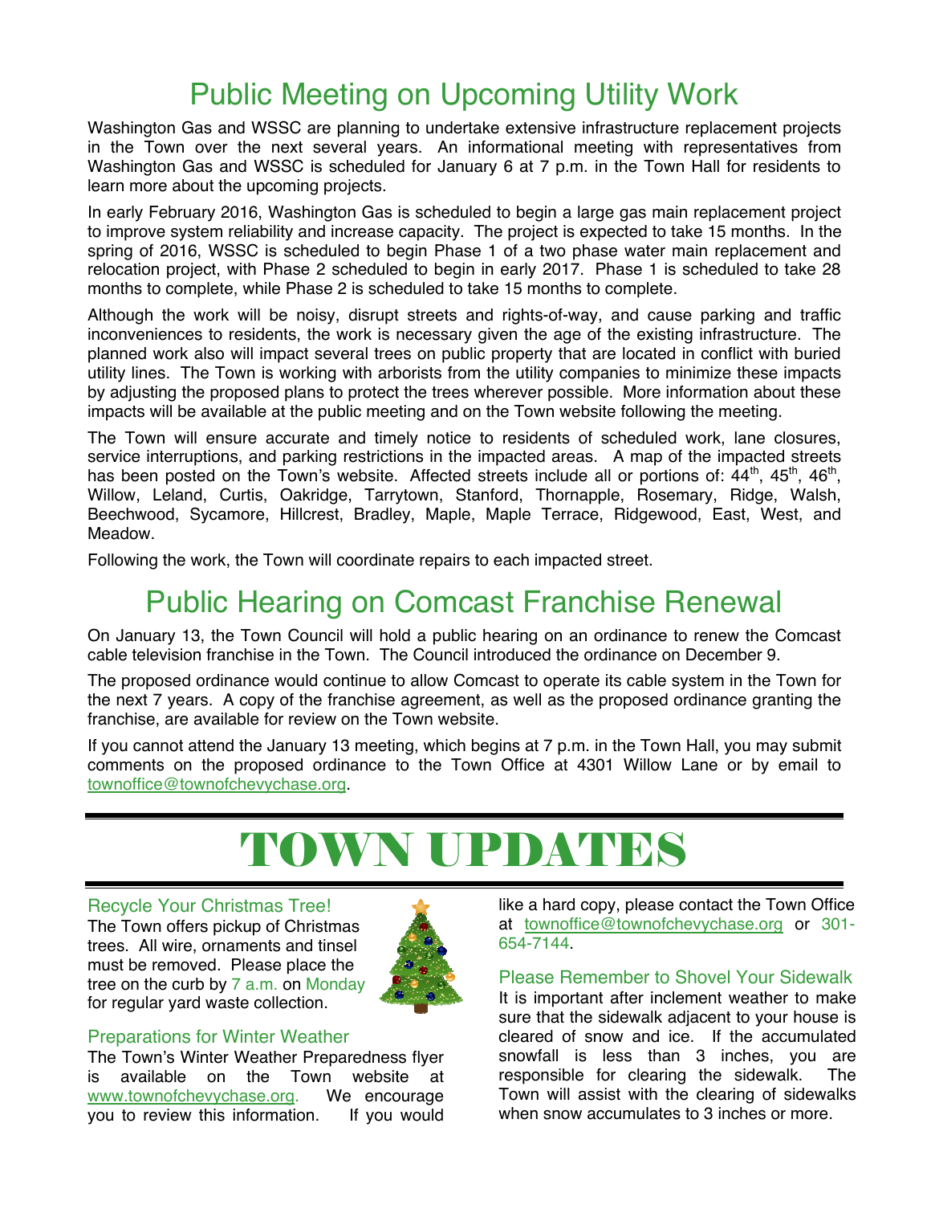# Public Meeting on Upcoming Utility Work

Washington Gas and WSSC are planning to undertake extensive infrastructure replacement projects in the Town over the next several years. An informational meeting with representatives from Washington Gas and WSSC is scheduled for January 6 at 7 p.m. in the Town Hall for residents to learn more about the upcoming projects.

In early February 2016, Washington Gas is scheduled to begin a large gas main replacement project to improve system reliability and increase capacity. The project is expected to take 15 months. In the spring of 2016, WSSC is scheduled to begin Phase 1 of a two phase water main replacement and relocation project, with Phase 2 scheduled to begin in early 2017. Phase 1 is scheduled to take 28 months to complete, while Phase 2 is scheduled to take 15 months to complete.

Although the work will be noisy, disrupt streets and rights-of-way, and cause parking and traffic inconveniences to residents, the work is necessary given the age of the existing infrastructure. The planned work also will impact several trees on public property that are located in conflict with buried utility lines. The Town is working with arborists from the utility companies to minimize these impacts by adjusting the proposed plans to protect the trees wherever possible. More information about these impacts will be available at the public meeting and on the Town website following the meeting.

The Town will ensure accurate and timely notice to residents of scheduled work, lane closures, service interruptions, and parking restrictions in the impacted areas. A map of the impacted streets has been posted on the Town's website. Affected streets include all or portions of: 44th, 45th, 46th, Willow, Leland, Curtis, Oakridge, Tarrytown, Stanford, Thornapple, Rosemary, Ridge, Walsh, Beechwood, Sycamore, Hillcrest, Bradley, Maple, Maple Terrace, Ridgewood, East, West, and Meadow.

Following the work, the Town will coordinate repairs to each impacted street.

# Public Hearing on Comcast Franchise Renewal

On January 13, the Town Council will hold a public hearing on an ordinance to renew the Comcast cable television franchise in the Town. The Council introduced the ordinance on December 9.

The proposed ordinance would continue to allow Comcast to operate its cable system in the Town for the next 7 years. A copy of the franchise agreement, as well as the proposed ordinance granting the franchise, are available for review on the Town website.

If you cannot attend the January 13 meeting, which begins at 7 p.m. in the Town Hall, you may submit comments on the proposed ordinance to the Town Office at 4301 Willow Lane or by email to townoffice@townofchevychase.org.

# TOWN UPDATES

### Recycle Your Christmas Tree!

The Town offers pickup of Christmas trees. All wire, ornaments and tinsel must be removed. Please place the tree on the curb by 7 a.m. on Monday for regular yard waste collection.

### Preparations for Winter Weather

The Town's Winter Weather Preparedness flyer is available on the Town website at www.townofchevychase.org. We encourage you to review this information. If you would like a hard copy, please contact the Town Office at townoffice@townofchevychase.org or 301-654-7144.

### Please Remember to Shovel Your Sidewalk

It is important after inclement weather to make sure that the sidewalk adjacent to your house is cleared of snow and ice. If the accumulated snowfall is less than 3 inches, you are responsible for clearing the sidewalk. The Town will assist with the clearing of sidewalks when snow accumulates to 3 inches or more.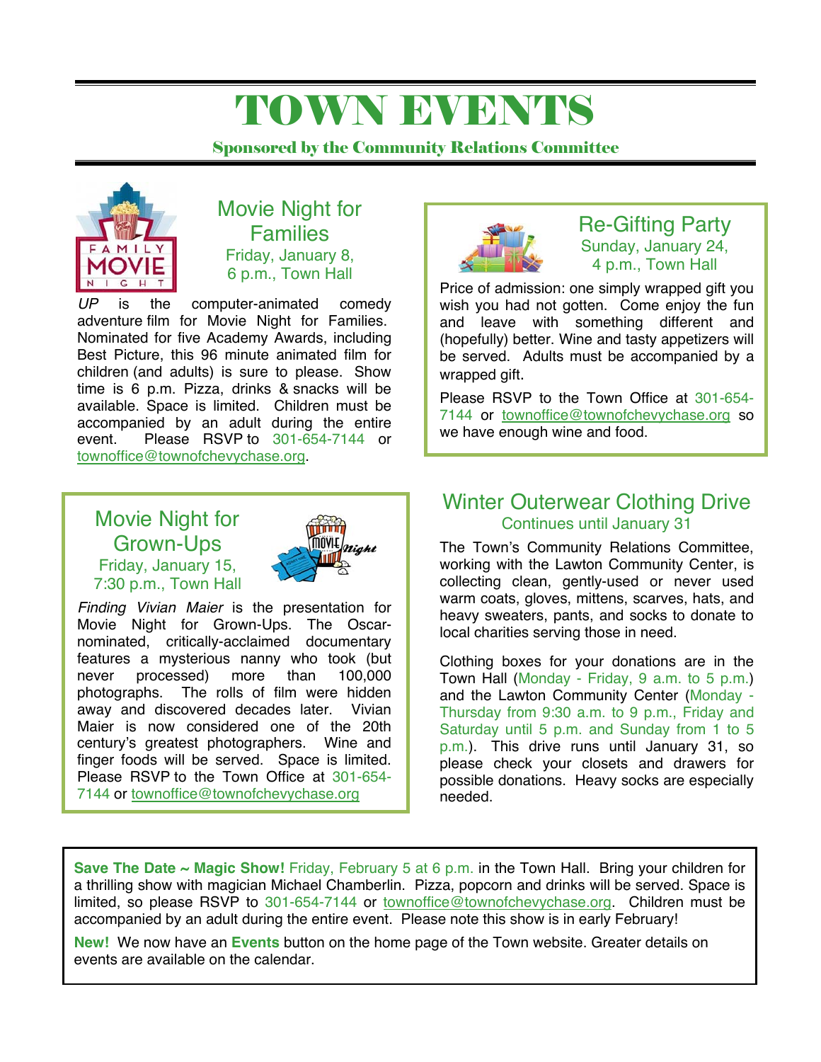# TOWN EVENTS

**Sponsored by the Community Relations Committee**

## Movie Night for Families

Friday, January 8,
6 p.m., Town Hall

*UP* is the computer-animated comedy adventure film for Movie Night for Families. Nominated for five Academy Awards, including Best Picture, this 96 minute animated film for children (and adults) is sure to please. Show time is 6 p.m. Pizza, drinks & snacks will be available. Space is limited. Children must be accompanied by an adult during the entire event. Please RSVP to 301-654-7144 or townoffice@townofchevychase.org.

## Re-Gifting Party

Sunday, January 24,
4 p.m., Town Hall

Price of admission: one simply wrapped gift you wish you had not gotten. Come enjoy the fun and leave with something different and (hopefully) better. Wine and tasty appetizers will be served. Adults must be accompanied by a wrapped gift.

Please RSVP to the Town Office at 301-654-7144 or townoffice@townofchevychase.org so we have enough wine and food.

## Movie Night for Grown-Ups

Friday, January 15,
7:30 p.m., Town Hall

*Finding Vivian Maier* is the presentation for Movie Night for Grown-Ups. The Oscar-nominated, critically-acclaimed documentary features a mysterious nanny who took (but never processed) more than 100,000 photographs. The rolls of film were hidden away and discovered decades later. Vivian Maier is now considered one of the 20th century's greatest photographers. Wine and finger foods will be served. Space is limited. Please RSVP to the Town Office at 301-654-7144 or townoffice@townofchevychase.org

## Winter Outerwear Clothing Drive

Continues until January 31

The Town's Community Relations Committee, working with the Lawton Community Center, is collecting clean, gently-used or never used warm coats, gloves, mittens, scarves, hats, and heavy sweaters, pants, and socks to donate to local charities serving those in need.

Clothing boxes for your donations are in the Town Hall (Monday - Friday, 9 a.m. to 5 p.m.) and the Lawton Community Center (Monday - Thursday from 9:30 a.m. to 9 p.m., Friday and Saturday until 5 p.m. and Sunday from 1 to 5 p.m.). This drive runs until January 31, so please check your closets and drawers for possible donations. Heavy socks are especially needed.

**Save The Date ~ Magic Show!** Friday, February 5 at 6 p.m. in the Town Hall. Bring your children for a thrilling show with magician Michael Chamberlin. Pizza, popcorn and drinks will be served. Space is limited, so please RSVP to 301-654-7144 or townoffice@townofchevychase.org. Children must be accompanied by an adult during the entire event. Please note this show is in early February!

**New!** We now have an **Events** button on the home page of the Town website. Greater details on events are available on the calendar.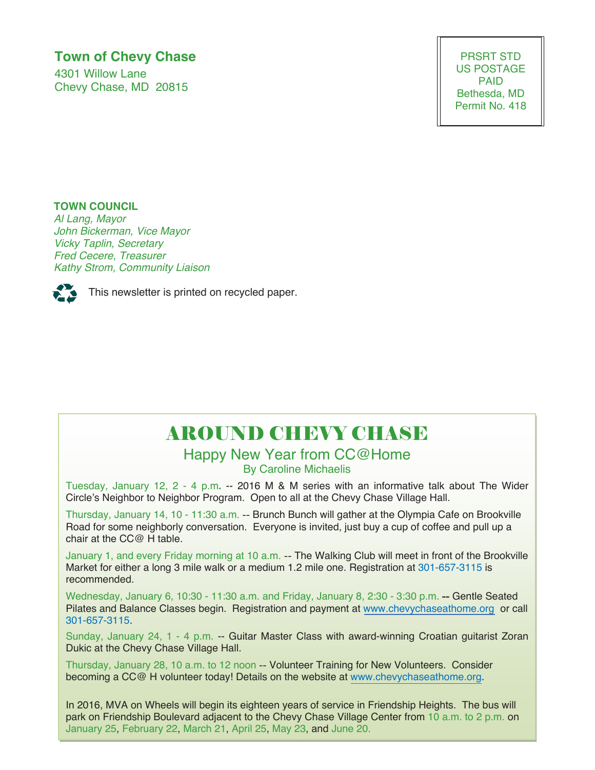**Town of Chevy Chase**

4301 Willow Lane
Chevy Chase, MD 20815

PRSRT STD
US POSTAGE
PAID
Bethesda, MD
Permit No. 418

**TOWN COUNCIL**

*Al Lang, Mayor*
*John Bickerman, Vice Mayor*
*Vicky Taplin, Secretary*
*Fred Cecere, Treasurer*
*Kathy Strom, Community Liaison*

This newsletter is printed on recycled paper.

# AROUND CHEVY CHASE

## Happy New Year from CC@Home

By Caroline Michaelis

Tuesday, January 12, 2 - 4 p.m. -- 2016 M & M series with an informative talk about The Wider Circle's Neighbor to Neighbor Program. Open to all at the Chevy Chase Village Hall.

Thursday, January 14, 10 - 11:30 a.m. -- Brunch Bunch will gather at the Olympia Cafe on Brookville Road for some neighborly conversation. Everyone is invited, just buy a cup of coffee and pull up a chair at the CC@ H table.

January 1, and every Friday morning at 10 a.m. -- The Walking Club will meet in front of the Brookville Market for either a long 3 mile walk or a medium 1.2 mile one. Registration at 301-657-3115 is recommended.

Wednesday, January 6, 10:30 - 11:30 a.m. and Friday, January 8, 2:30 - 3:30 p.m. -- Gentle Seated Pilates and Balance Classes begin. Registration and payment at www.chevychaseathome.org or call 301-657-3115.

Sunday, January 24, 1 - 4 p.m. -- Guitar Master Class with award-winning Croatian guitarist Zoran Dukic at the Chevy Chase Village Hall.

Thursday, January 28, 10 a.m. to 12 noon -- Volunteer Training for New Volunteers. Consider becoming a CC@ H volunteer today! Details on the website at www.chevychaseathome.org.

In 2016, MVA on Wheels will begin its eighteen years of service in Friendship Heights. The bus will park on Friendship Boulevard adjacent to the Chevy Chase Village Center from 10 a.m. to 2 p.m. on January 25, February 22, March 21, April 25, May 23, and June 20.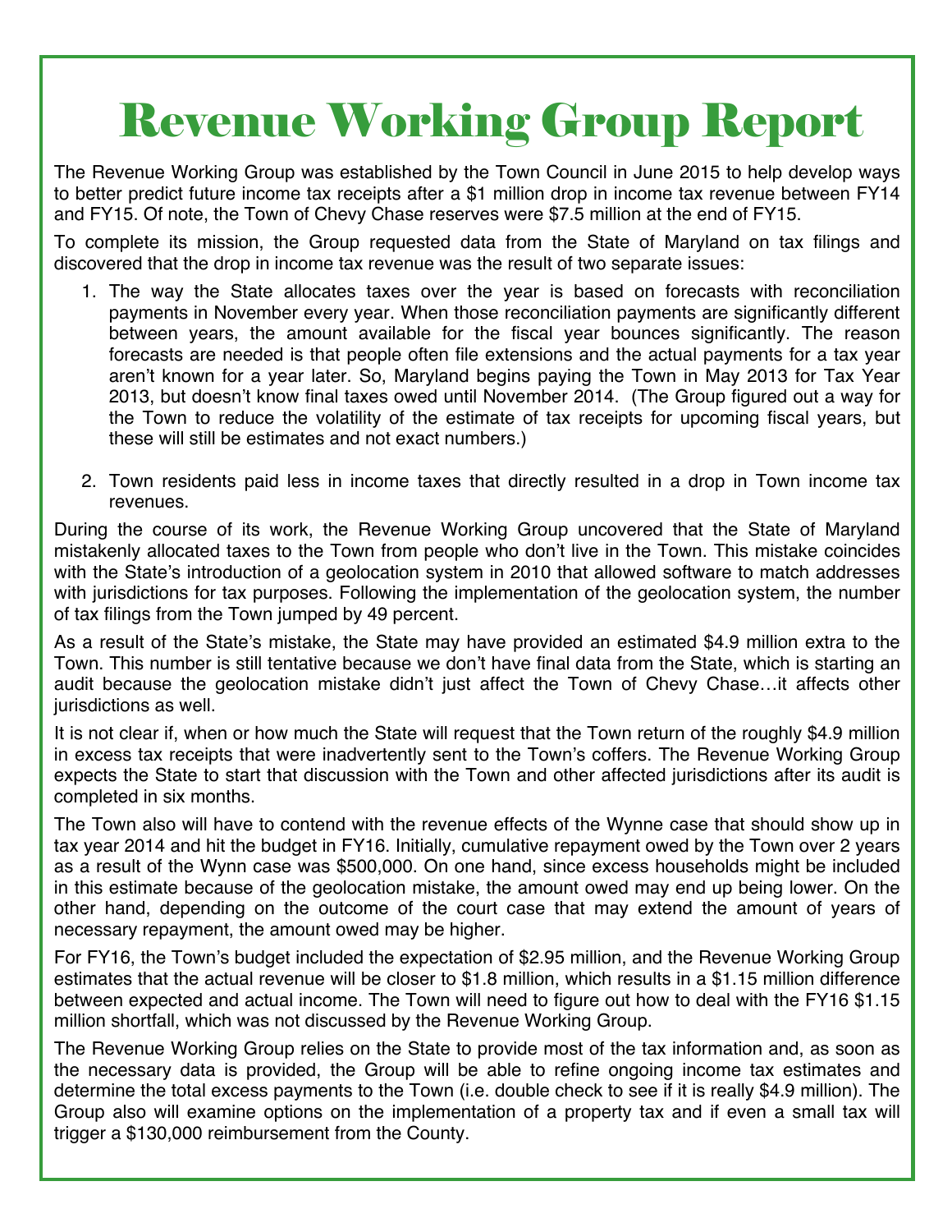# Revenue Working Group Report

The Revenue Working Group was established by the Town Council in June 2015 to help develop ways to better predict future income tax receipts after a $1 million drop in income tax revenue between FY14 and FY15. Of note, the Town of Chevy Chase reserves were $7.5 million at the end of FY15.

To complete its mission, the Group requested data from the State of Maryland on tax filings and discovered that the drop in income tax revenue was the result of two separate issues:

1. The way the State allocates taxes over the year is based on forecasts with reconciliation payments in November every year. When those reconciliation payments are significantly different between years, the amount available for the fiscal year bounces significantly. The reason forecasts are needed is that people often file extensions and the actual payments for a tax year aren't known for a year later. So, Maryland begins paying the Town in May 2013 for Tax Year 2013, but doesn't know final taxes owed until November 2014. (The Group figured out a way for the Town to reduce the volatility of the estimate of tax receipts for upcoming fiscal years, but these will still be estimates and not exact numbers.)

2. Town residents paid less in income taxes that directly resulted in a drop in Town income tax revenues.

During the course of its work, the Revenue Working Group uncovered that the State of Maryland mistakenly allocated taxes to the Town from people who don't live in the Town. This mistake coincides with the State's introduction of a geolocation system in 2010 that allowed software to match addresses with jurisdictions for tax purposes. Following the implementation of the geolocation system, the number of tax filings from the Town jumped by 49 percent.

As a result of the State's mistake, the State may have provided an estimated $4.9 million extra to the Town. This number is still tentative because we don't have final data from the State, which is starting an audit because the geolocation mistake didn't just affect the Town of Chevy Chase…it affects other jurisdictions as well.

It is not clear if, when or how much the State will request that the Town return of the roughly $4.9 million in excess tax receipts that were inadvertently sent to the Town's coffers. The Revenue Working Group expects the State to start that discussion with the Town and other affected jurisdictions after its audit is completed in six months.

The Town also will have to contend with the revenue effects of the Wynne case that should show up in tax year 2014 and hit the budget in FY16. Initially, cumulative repayment owed by the Town over 2 years as a result of the Wynn case was $500,000. On one hand, since excess households might be included in this estimate because of the geolocation mistake, the amount owed may end up being lower. On the other hand, depending on the outcome of the court case that may extend the amount of years of necessary repayment, the amount owed may be higher.

For FY16, the Town's budget included the expectation of $2.95 million, and the Revenue Working Group estimates that the actual revenue will be closer to $1.8 million, which results in a $1.15 million difference between expected and actual income. The Town will need to figure out how to deal with the FY16 $1.15 million shortfall, which was not discussed by the Revenue Working Group.

The Revenue Working Group relies on the State to provide most of the tax information and, as soon as the necessary data is provided, the Group will be able to refine ongoing income tax estimates and determine the total excess payments to the Town (i.e. double check to see if it is really $4.9 million). The Group also will examine options on the implementation of a property tax and if even a small tax will trigger a $130,000 reimbursement from the County.